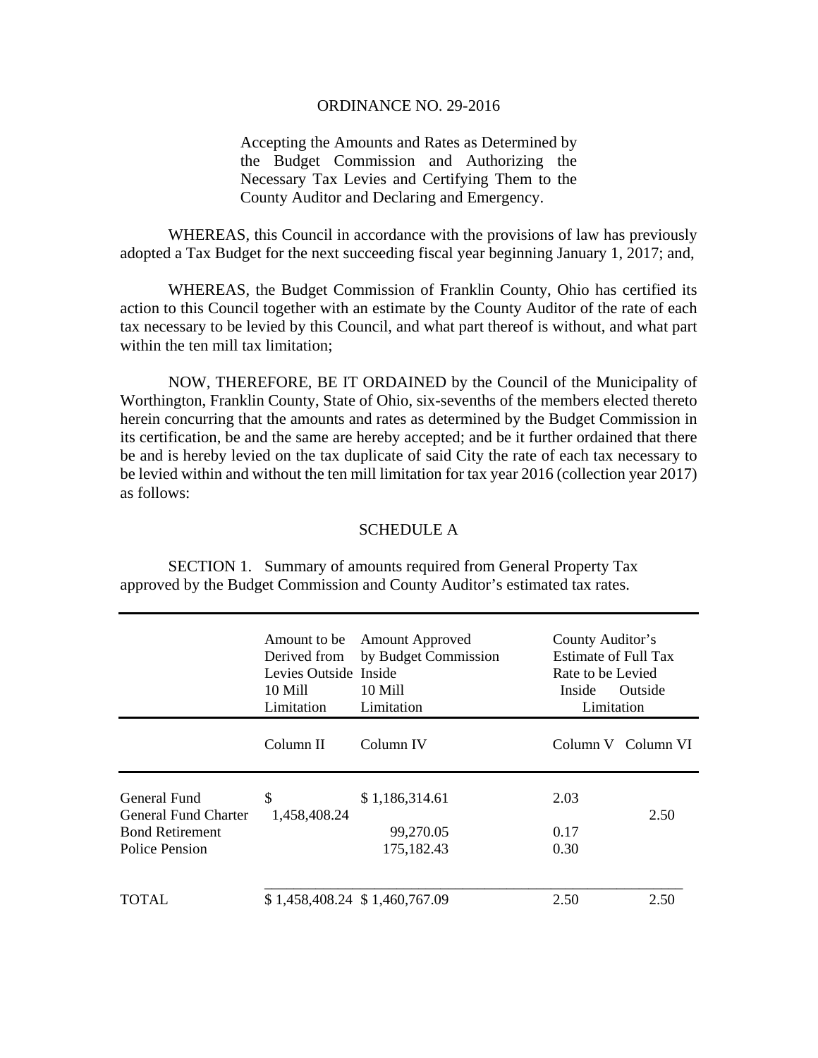ORDINANCE NO. 29-2016

Accepting the Amounts and Rates as Determined by the Budget Commission and Authorizing the Necessary Tax Levies and Certifying Them to the County Auditor and Declaring and Emergency.

WHEREAS, this Council in accordance with the provisions of law has previously adopted a Tax Budget for the next succeeding fiscal year beginning January 1, 2017; and,

WHEREAS, the Budget Commission of Franklin County, Ohio has certified its action to this Council together with an estimate by the County Auditor of the rate of each tax necessary to be levied by this Council, and what part thereof is without, and what part within the ten mill tax limitation;

NOW, THEREFORE, BE IT ORDAINED by the Council of the Municipality of Worthington, Franklin County, State of Ohio, six-sevenths of the members elected thereto herein concurring that the amounts and rates as determined by the Budget Commission in its certification, be and the same are hereby accepted; and be it further ordained that there be and is hereby levied on the tax duplicate of said City the rate of each tax necessary to be levied within and without the ten mill limitation for tax year 2016 (collection year 2017) as follows:

SCHEDULE A

SECTION 1. Summary of amounts required from General Property Tax approved by the Budget Commission and County Auditor's estimated tax rates.

| | Amount to be Derived from Levies Outside 10 Mill Limitation | Amount Approved by Budget Commission Inside 10 Mill Limitation | County Auditor's Estimate of Full Tax Rate to be Levied Inside Limitation | Outside Limitation |
|---|---|---|---|---|
| | Column II | Column IV | Column V | Column VI |
| General Fund | | $ 1,186,314.61 | 2.03 | |
| General Fund Charter | $ 1,458,408.24 | | | 2.50 |
| Bond Retirement | | 99,270.05 | 0.17 | |
| Police Pension | | 175,182.43 | 0.30 | |
| TOTAL | $ 1,458,408.24 | $ 1,460,767.09 | 2.50 | 2.50 |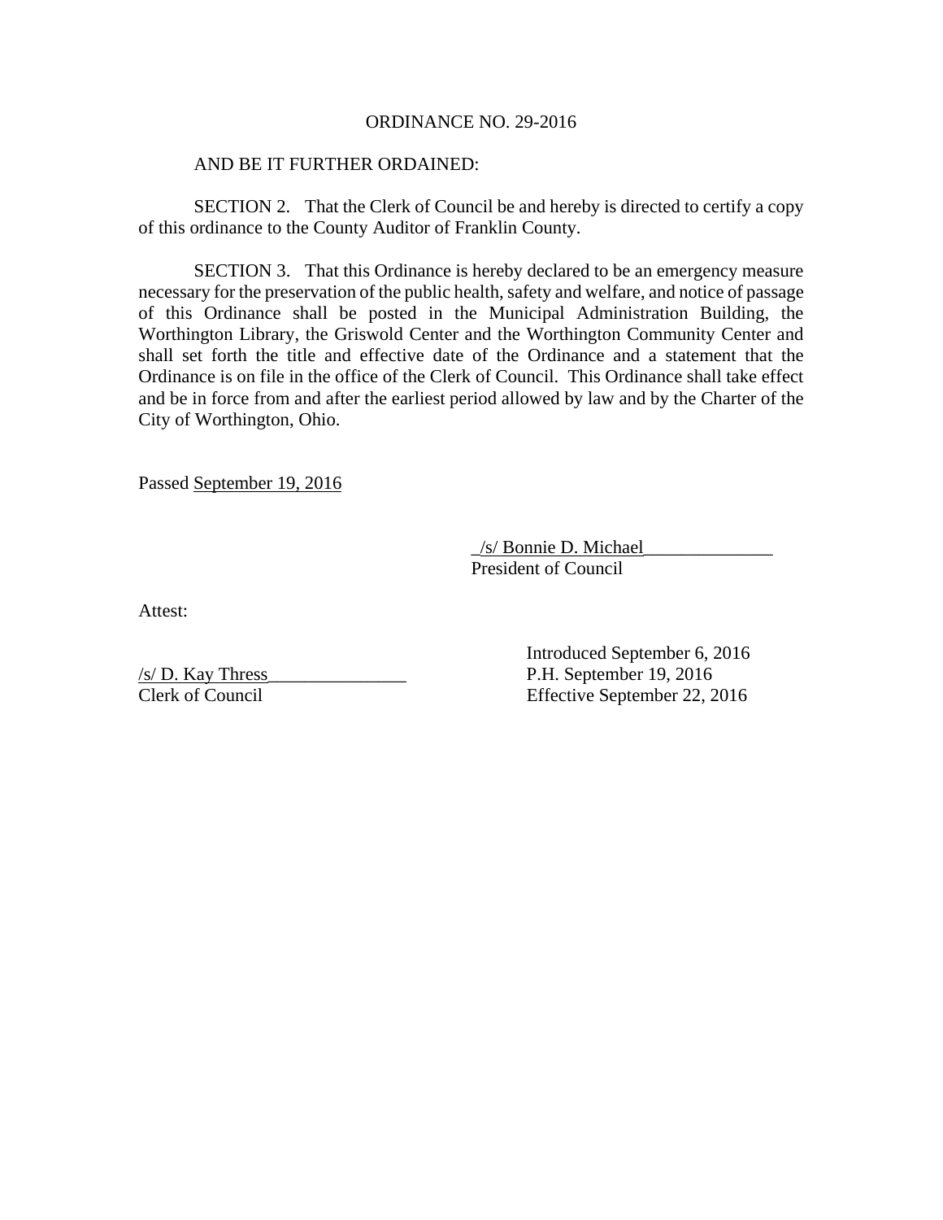ORDINANCE NO. 29-2016

AND BE IT FURTHER ORDAINED:

SECTION 2. That the Clerk of Council be and hereby is directed to certify a copy of this ordinance to the County Auditor of Franklin County.

SECTION 3. That this Ordinance is hereby declared to be an emergency measure necessary for the preservation of the public health, safety and welfare, and notice of passage of this Ordinance shall be posted in the Municipal Administration Building, the Worthington Library, the Griswold Center and the Worthington Community Center and shall set forth the title and effective date of the Ordinance and a statement that the Ordinance is on file in the office of the Clerk of Council. This Ordinance shall take effect and be in force from and after the earliest period allowed by law and by the Charter of the City of Worthington, Ohio.

Passed September 19, 2016

_/s/ Bonnie D. Michael______________
President of Council

Attest:

/s/ D. Kay Thress_______________
Clerk of Council

Introduced September 6, 2016
P.H. September 19, 2016
Effective September 22, 2016